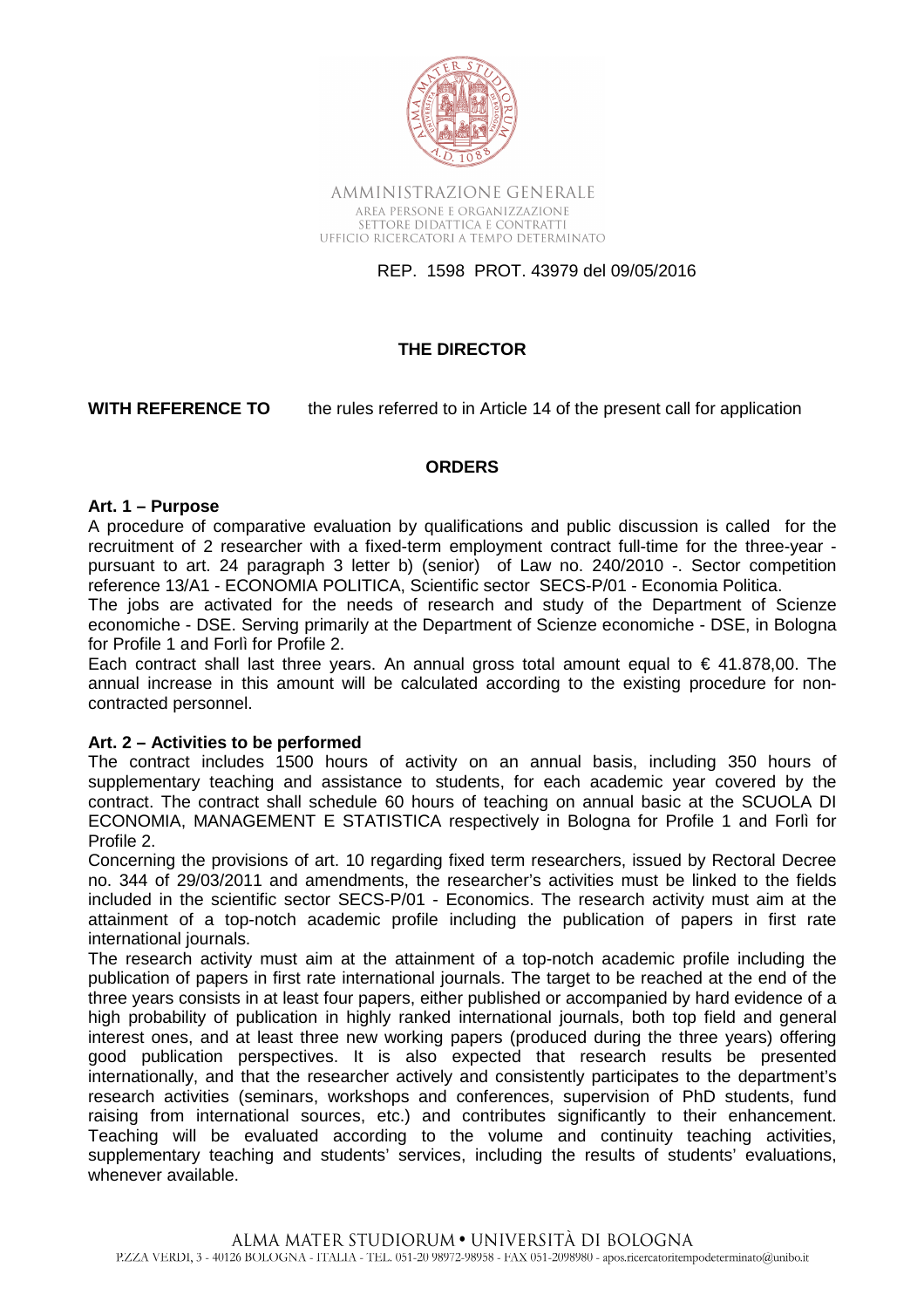AMMINISTRAZIONE GENERALE
AREA PERSONE E ORGANIZZAZIONE
SETTORE DIDATTICA E CONTRATTI
UFFICIO RICERCATORI A TEMPO DETERMINATO

REP. 1598 PROT. 43979 del 09/05/2016

**THE DIRECTOR**

**WITH REFERENCE TO** the rules referred to in Article 14 of the present call for application

**ORDERS**

**Art. 1 – Purpose**

A procedure of comparative evaluation by qualifications and public discussion is called for the recruitment of 2 researcher with a fixed-term employment contract full-time for the three-year - pursuant to art. 24 paragraph 3 letter b) (senior) of Law no. 240/2010 -. Sector competition reference 13/A1 - ECONOMIA POLITICA, Scientific sector SECS-P/01 - Economia Politica.

The jobs are activated for the needs of research and study of the Department of Scienze economiche - DSE. Serving primarily at the Department of Scienze economiche - DSE, in Bologna for Profile 1 and Forlì for Profile 2.

Each contract shall last three years. An annual gross total amount equal to € 41.878,00. The annual increase in this amount will be calculated according to the existing procedure for non-contracted personnel.

**Art. 2 – Activities to be performed**

The contract includes 1500 hours of activity on an annual basis, including 350 hours of supplementary teaching and assistance to students, for each academic year covered by the contract. The contract shall schedule 60 hours of teaching on annual basic at the SCUOLA DI ECONOMIA, MANAGEMENT E STATISTICA respectively in Bologna for Profile 1 and Forlì for Profile 2.

Concerning the provisions of art. 10 regarding fixed term researchers, issued by Rectoral Decree no. 344 of 29/03/2011 and amendments, the researcher's activities must be linked to the fields included in the scientific sector SECS-P/01 - Economics. The research activity must aim at the attainment of a top-notch academic profile including the publication of papers in first rate international journals.

The research activity must aim at the attainment of a top-notch academic profile including the publication of papers in first rate international journals. The target to be reached at the end of the three years consists in at least four papers, either published or accompanied by hard evidence of a high probability of publication in highly ranked international journals, both top field and general interest ones, and at least three new working papers (produced during the three years) offering good publication perspectives. It is also expected that research results be presented internationally, and that the researcher actively and consistently participates to the department's research activities (seminars, workshops and conferences, supervision of PhD students, fund raising from international sources, etc.) and contributes significantly to their enhancement. Teaching will be evaluated according to the volume and continuity teaching activities, supplementary teaching and students' services, including the results of students' evaluations, whenever available.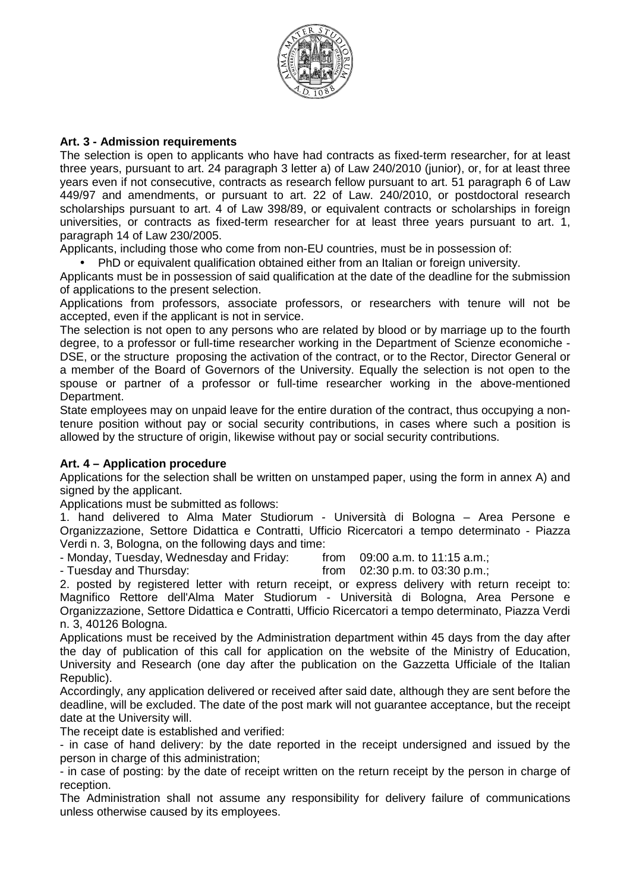**Art. 3 - Admission requirements**

The selection is open to applicants who have had contracts as fixed-term researcher, for at least three years, pursuant to art. 24 paragraph 3 letter a) of Law 240/2010 (junior), or, for at least three years even if not consecutive, contracts as research fellow pursuant to art. 51 paragraph 6 of Law 449/97 and amendments, or pursuant to art. 22 of Law. 240/2010, or postdoctoral research scholarships pursuant to art. 4 of Law 398/89, or equivalent contracts or scholarships in foreign universities, or contracts as fixed-term researcher for at least three years pursuant to art. 1, paragraph 14 of Law 230/2005.

Applicants, including those who come from non-EU countries, must be in possession of:

- PhD or equivalent qualification obtained either from an Italian or foreign university.

Applicants must be in possession of said qualification at the date of the deadline for the submission of applications to the present selection.

Applications from professors, associate professors, or researchers with tenure will not be accepted, even if the applicant is not in service.

The selection is not open to any persons who are related by blood or by marriage up to the fourth degree, to a professor or full-time researcher working in the Department of Scienze economiche - DSE, or the structure proposing the activation of the contract, or to the Rector, Director General or a member of the Board of Governors of the University. Equally the selection is not open to the spouse or partner of a professor or full-time researcher working in the above-mentioned Department.

State employees may on unpaid leave for the entire duration of the contract, thus occupying a non-tenure position without pay or social security contributions, in cases where such a position is allowed by the structure of origin, likewise without pay or social security contributions.

**Art. 4 – Application procedure**

Applications for the selection shall be written on unstamped paper, using the form in annex A) and signed by the applicant.

Applications must be submitted as follows:

1. hand delivered to Alma Mater Studiorum - Università di Bologna – Area Persone e Organizzazione, Settore Didattica e Contratti, Ufficio Ricercatori a tempo determinato - Piazza Verdi n. 3, Bologna, on the following days and time:

- Monday, Tuesday, Wednesday and Friday: from 09:00 a.m. to 11:15 a.m.;
- Tuesday and Thursday: from 02:30 p.m. to 03:30 p.m.;

2. posted by registered letter with return receipt, or express delivery with return receipt to: Magnifico Rettore dell'Alma Mater Studiorum - Università di Bologna, Area Persone e Organizzazione, Settore Didattica e Contratti, Ufficio Ricercatori a tempo determinato, Piazza Verdi n. 3, 40126 Bologna.

Applications must be received by the Administration department within 45 days from the day after the day of publication of this call for application on the website of the Ministry of Education, University and Research (one day after the publication on the Gazzetta Ufficiale of the Italian Republic).

Accordingly, any application delivered or received after said date, although they are sent before the deadline, will be excluded. The date of the post mark will not guarantee acceptance, but the receipt date at the University will.

The receipt date is established and verified:

- in case of hand delivery: by the date reported in the receipt undersigned and issued by the person in charge of this administration;
- in case of posting: by the date of receipt written on the return receipt by the person in charge of reception.

The Administration shall not assume any responsibility for delivery failure of communications unless otherwise caused by its employees.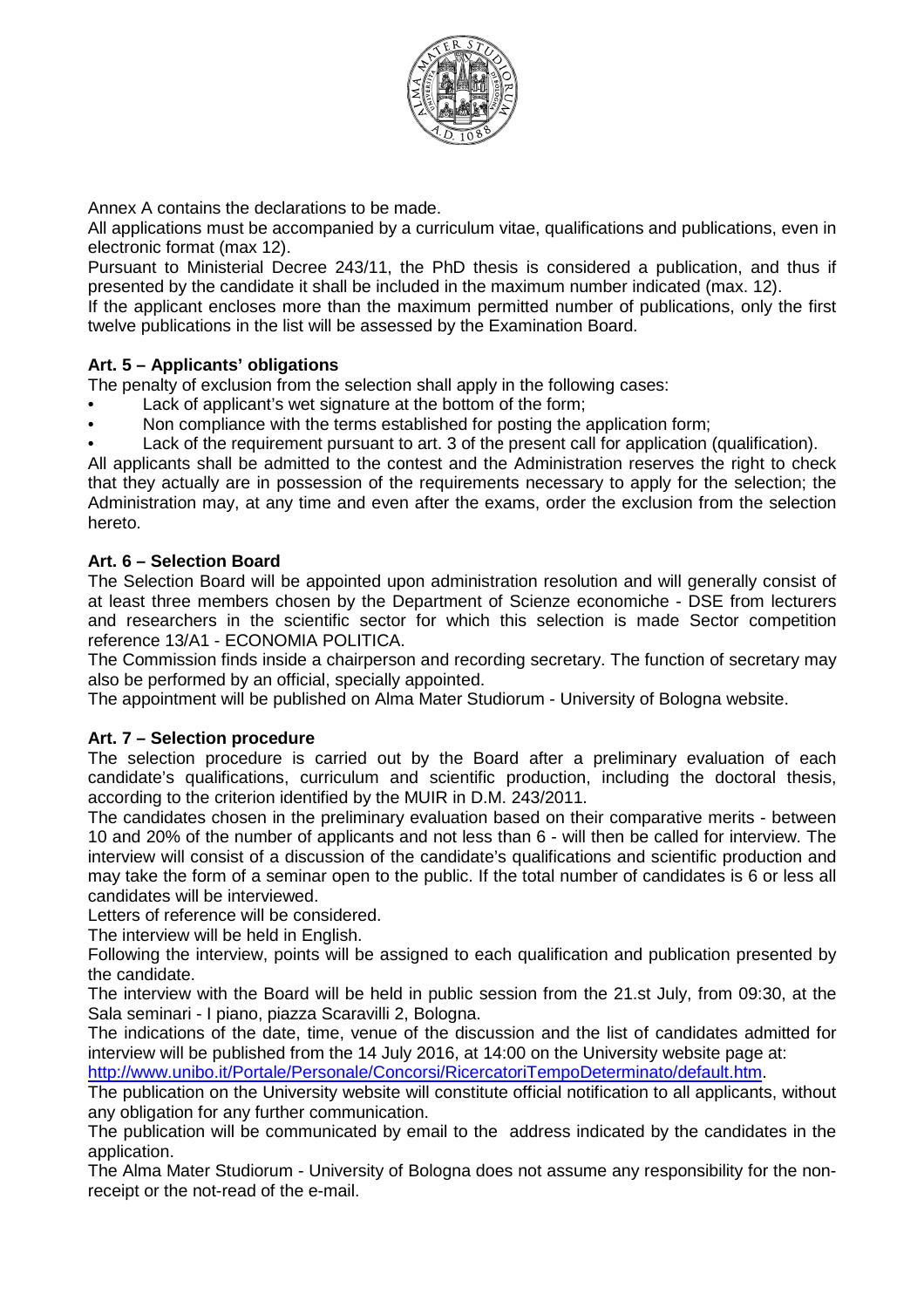Annex A contains the declarations to be made.

All applications must be accompanied by a curriculum vitae, qualifications and publications, even in electronic format (max 12).

Pursuant to Ministerial Decree 243/11, the PhD thesis is considered a publication, and thus if presented by the candidate it shall be included in the maximum number indicated (max. 12).

If the applicant encloses more than the maximum permitted number of publications, only the first twelve publications in the list will be assessed by the Examination Board.

**Art. 5 – Applicants' obligations**

The penalty of exclusion from the selection shall apply in the following cases:

- Lack of applicant's wet signature at the bottom of the form;
- Non compliance with the terms established for posting the application form;
- Lack of the requirement pursuant to art. 3 of the present call for application (qualification).

All applicants shall be admitted to the contest and the Administration reserves the right to check that they actually are in possession of the requirements necessary to apply for the selection; the Administration may, at any time and even after the exams, order the exclusion from the selection hereto.

**Art. 6 – Selection Board**

The Selection Board will be appointed upon administration resolution and will generally consist of at least three members chosen by the Department of Scienze economiche - DSE from lecturers and researchers in the scientific sector for which this selection is made Sector competition reference 13/A1 - ECONOMIA POLITICA.

The Commission finds inside a chairperson and recording secretary. The function of secretary may also be performed by an official, specially appointed.

The appointment will be published on Alma Mater Studiorum - University of Bologna website.

**Art. 7 – Selection procedure**

The selection procedure is carried out by the Board after a preliminary evaluation of each candidate's qualifications, curriculum and scientific production, including the doctoral thesis, according to the criterion identified by the MUIR in D.M. 243/2011.

The candidates chosen in the preliminary evaluation based on their comparative merits - between 10 and 20% of the number of applicants and not less than 6 - will then be called for interview. The interview will consist of a discussion of the candidate's qualifications and scientific production and may take the form of a seminar open to the public. If the total number of candidates is 6 or less all candidates will be interviewed.

Letters of reference will be considered.

The interview will be held in English.

Following the interview, points will be assigned to each qualification and publication presented by the candidate.

The interview with the Board will be held in public session from the 21.st July, from 09:30, at the Sala seminari - I piano, piazza Scaravilli 2, Bologna.

The indications of the date, time, venue of the discussion and the list of candidates admitted for interview will be published from the 14 July 2016, at 14:00 on the University website page at: http://www.unibo.it/Portale/Personale/Concorsi/RicercatoriTempoDeterminato/default.htm.

The publication on the University website will constitute official notification to all applicants, without any obligation for any further communication.

The publication will be communicated by email to the address indicated by the candidates in the application.

The Alma Mater Studiorum - University of Bologna does not assume any responsibility for the non-receipt or the not-read of the e-mail.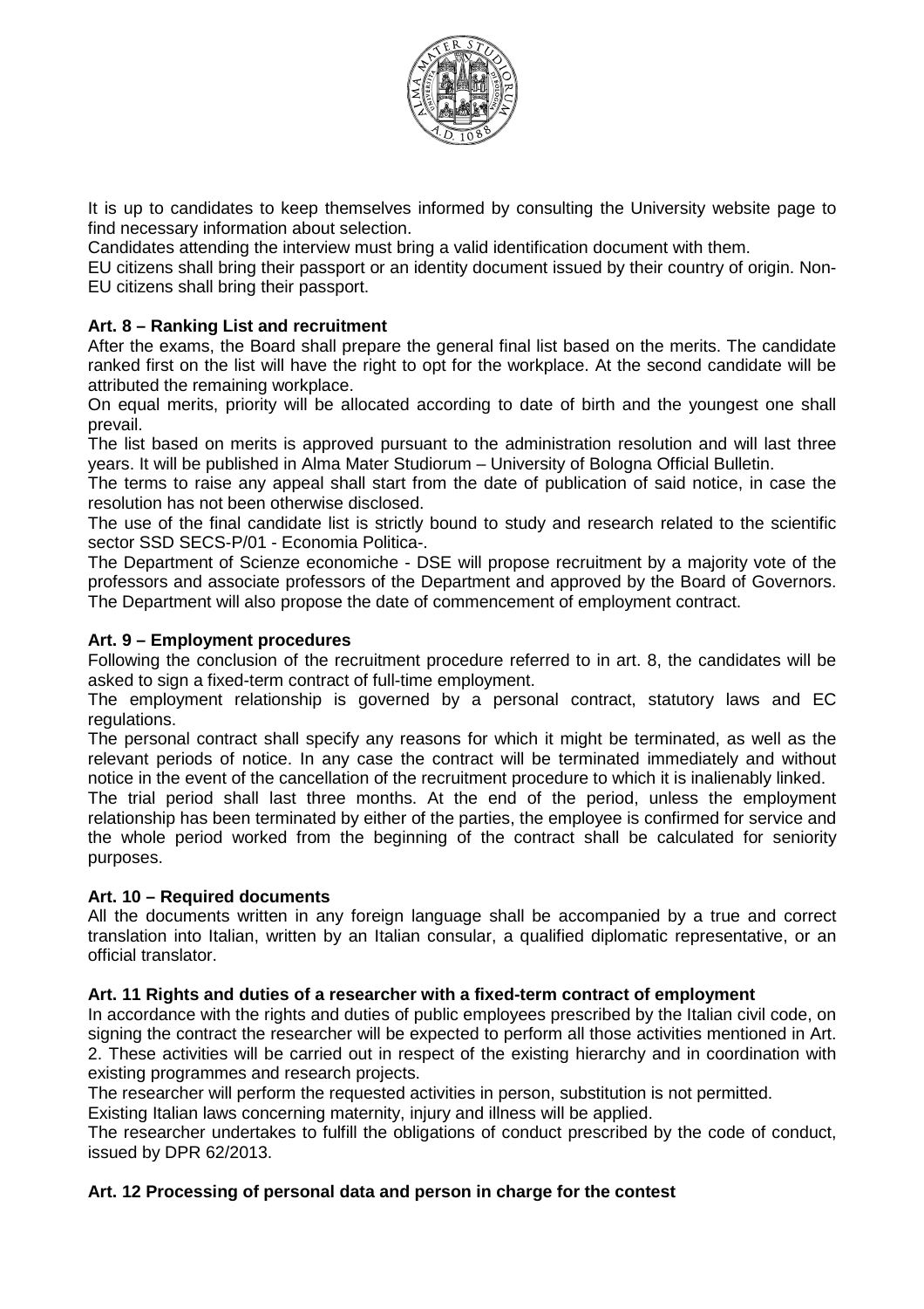It is up to candidates to keep themselves informed by consulting the University website page to find necessary information about selection.

Candidates attending the interview must bring a valid identification document with them.

EU citizens shall bring their passport or an identity document issued by their country of origin. Non-EU citizens shall bring their passport.

**Art. 8 – Ranking List and recruitment**

After the exams, the Board shall prepare the general final list based on the merits. The candidate ranked first on the list will have the right to opt for the workplace. At the second candidate will be attributed the remaining workplace.

On equal merits, priority will be allocated according to date of birth and the youngest one shall prevail.

The list based on merits is approved pursuant to the administration resolution and will last three years. It will be published in Alma Mater Studiorum – University of Bologna Official Bulletin.

The terms to raise any appeal shall start from the date of publication of said notice, in case the resolution has not been otherwise disclosed.

The use of the final candidate list is strictly bound to study and research related to the scientific sector SSD SECS-P/01 - Economia Politica-.

The Department of Scienze economiche - DSE will propose recruitment by a majority vote of the professors and associate professors of the Department and approved by the Board of Governors. The Department will also propose the date of commencement of employment contract.

**Art. 9 – Employment procedures**

Following the conclusion of the recruitment procedure referred to in art. 8, the candidates will be asked to sign a fixed-term contract of full-time employment.

The employment relationship is governed by a personal contract, statutory laws and EC regulations.

The personal contract shall specify any reasons for which it might be terminated, as well as the relevant periods of notice. In any case the contract will be terminated immediately and without notice in the event of the cancellation of the recruitment procedure to which it is inalienably linked.

The trial period shall last three months. At the end of the period, unless the employment relationship has been terminated by either of the parties, the employee is confirmed for service and the whole period worked from the beginning of the contract shall be calculated for seniority purposes.

**Art. 10 – Required documents**

All the documents written in any foreign language shall be accompanied by a true and correct translation into Italian, written by an Italian consular, a qualified diplomatic representative, or an official translator.

**Art. 11 Rights and duties of a researcher with a fixed-term contract of employment**

In accordance with the rights and duties of public employees prescribed by the Italian civil code, on signing the contract the researcher will be expected to perform all those activities mentioned in Art. 2. These activities will be carried out in respect of the existing hierarchy and in coordination with existing programmes and research projects.

The researcher will perform the requested activities in person, substitution is not permitted.

Existing Italian laws concerning maternity, injury and illness will be applied.

The researcher undertakes to fulfill the obligations of conduct prescribed by the code of conduct, issued by DPR 62/2013.

**Art. 12 Processing of personal data and person in charge for the contest**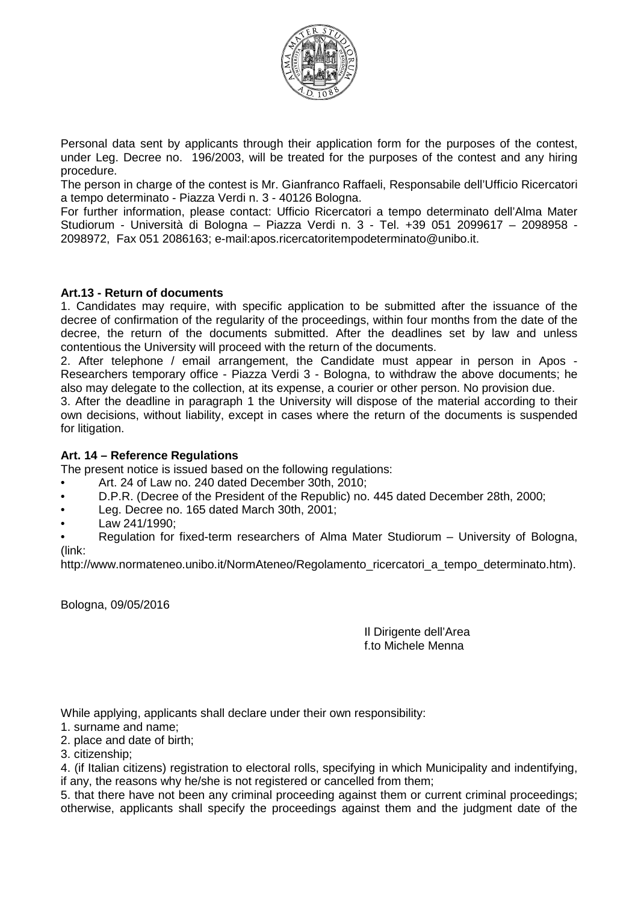Personal data sent by applicants through their application form for the purposes of the contest, under Leg. Decree no. 196/2003, will be treated for the purposes of the contest and any hiring procedure.

The person in charge of the contest is Mr. Gianfranco Raffaeli, Responsabile dell'Ufficio Ricercatori a tempo determinato - Piazza Verdi n. 3 - 40126 Bologna.

For further information, please contact: Ufficio Ricercatori a tempo determinato dell'Alma Mater Studiorum - Università di Bologna – Piazza Verdi n. 3 - Tel. +39 051 2099617 – 2098958 - 2098972, Fax 051 2086163; e-mail:apos.ricercatoritempodeterminato@unibo.it.

**Art.13 - Return of documents**

1. Candidates may require, with specific application to be submitted after the issuance of the decree of confirmation of the regularity of the proceedings, within four months from the date of the decree, the return of the documents submitted. After the deadlines set by law and unless contentious the University will proceed with the return of the documents.

2. After telephone / email arrangement, the Candidate must appear in person in Apos - Researchers temporary office - Piazza Verdi 3 - Bologna, to withdraw the above documents; he also may delegate to the collection, at its expense, a courier or other person. No provision due.

3. After the deadline in paragraph 1 the University will dispose of the material according to their own decisions, without liability, except in cases where the return of the documents is suspended for litigation.

**Art. 14 – Reference Regulations**

The present notice is issued based on the following regulations:

- Art. 24 of Law no. 240 dated December 30th, 2010;
- D.P.R. (Decree of the President of the Republic) no. 445 dated December 28th, 2000;
- Leg. Decree no. 165 dated March 30th, 2001;
- Law 241/1990;
- Regulation for fixed-term researchers of Alma Mater Studiorum – University of Bologna, (link: http://www.normateneo.unibo.it/NormAteneo/Regolamento_ricercatori_a_tempo_determinato.htm).

Bologna, 09/05/2016

Il Dirigente dell'Area
f.to Michele Menna

While applying, applicants shall declare under their own responsibility:

1. surname and name;
2. place and date of birth;
3. citizenship;
4. (if Italian citizens) registration to electoral rolls, specifying in which Municipality and indentifying, if any, the reasons why he/she is not registered or cancelled from them;
5. that there have not been any criminal proceeding against them or current criminal proceedings; otherwise, applicants shall specify the proceedings against them and the judgment date of the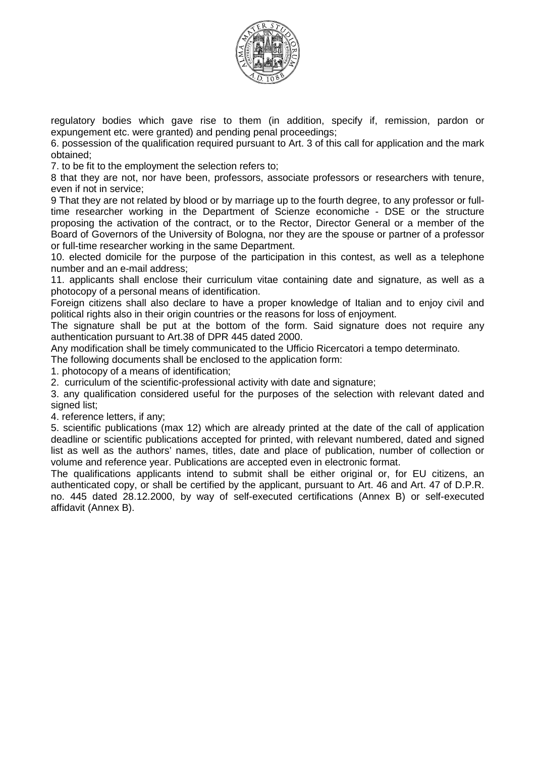regulatory bodies which gave rise to them (in addition, specify if, remission, pardon or expungement etc. were granted) and pending penal proceedings;

6. possession of the qualification required pursuant to Art. 3 of this call for application and the mark obtained;

7. to be fit to the employment the selection refers to;

8 that they are not, nor have been, professors, associate professors or researchers with tenure, even if not in service;

9 That they are not related by blood or by marriage up to the fourth degree, to any professor or full-time researcher working in the Department of Scienze economiche - DSE or the structure proposing the activation of the contract, or to the Rector, Director General or a member of the Board of Governors of the University of Bologna, nor they are the spouse or partner of a professor or full-time researcher working in the same Department.

10. elected domicile for the purpose of the participation in this contest, as well as a telephone number and an e-mail address;

11. applicants shall enclose their curriculum vitae containing date and signature, as well as a photocopy of a personal means of identification.

Foreign citizens shall also declare to have a proper knowledge of Italian and to enjoy civil and political rights also in their origin countries or the reasons for loss of enjoyment.

The signature shall be put at the bottom of the form. Said signature does not require any authentication pursuant to Art.38 of DPR 445 dated 2000.

Any modification shall be timely communicated to the Ufficio Ricercatori a tempo determinato.

The following documents shall be enclosed to the application form:

1. photocopy of a means of identification;
2. curriculum of the scientific-professional activity with date and signature;
3. any qualification considered useful for the purposes of the selection with relevant dated and signed list;
4. reference letters, if any;
5. scientific publications (max 12) which are already printed at the date of the call of application deadline or scientific publications accepted for printed, with relevant numbered, dated and signed list as well as the authors' names, titles, date and place of publication, number of collection or volume and reference year. Publications are accepted even in electronic format.

The qualifications applicants intend to submit shall be either original or, for EU citizens, an authenticated copy, or shall be certified by the applicant, pursuant to Art. 46 and Art. 47 of D.P.R. no. 445 dated 28.12.2000, by way of self-executed certifications (Annex B) or self-executed affidavit (Annex B).